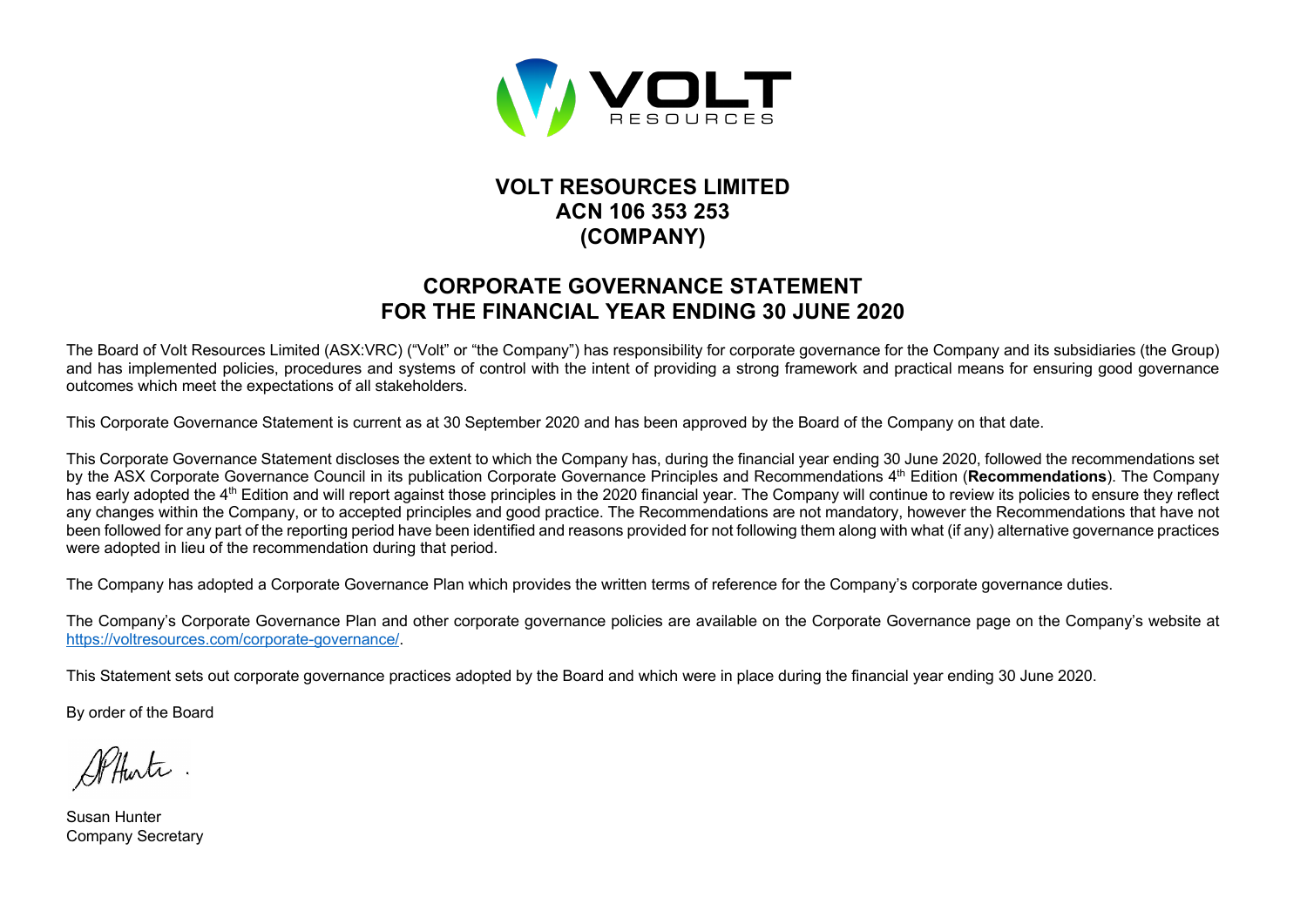# VOLT RESOURCES LIMITED
# ACN 106 353 253
# (COMPANY)

## CORPORATE GOVERNANCE STATEMENT
## FOR THE FINANCIAL YEAR ENDING 30 JUNE 2020

The Board of Volt Resources Limited (ASX:VRC) ("Volt" or "the Company") has responsibility for corporate governance for the Company and its subsidiaries (the Group) and has implemented policies, procedures and systems of control with the intent of providing a strong framework and practical means for ensuring good governance outcomes which meet the expectations of all stakeholders.

This Corporate Governance Statement is current as at 30 September 2020 and has been approved by the Board of the Company on that date.

This Corporate Governance Statement discloses the extent to which the Company has, during the financial year ending 30 June 2020, followed the recommendations set by the ASX Corporate Governance Council in its publication Corporate Governance Principles and Recommendations 4th Edition (**Recommendations**). The Company has early adopted the 4th Edition and will report against those principles in the 2020 financial year. The Company will continue to review its policies to ensure they reflect any changes within the Company, or to accepted principles and good practice. The Recommendations are not mandatory, however the Recommendations that have not been followed for any part of the reporting period have been identified and reasons provided for not following them along with what (if any) alternative governance practices were adopted in lieu of the recommendation during that period.

The Company has adopted a Corporate Governance Plan which provides the written terms of reference for the Company's corporate governance duties.

The Company's Corporate Governance Plan and other corporate governance policies are available on the Corporate Governance page on the Company's website at https://voltresources.com/corporate-governance/.

This Statement sets out corporate governance practices adopted by the Board and which were in place during the financial year ending 30 June 2020.

By order of the Board

Susan Hunter
Company Secretary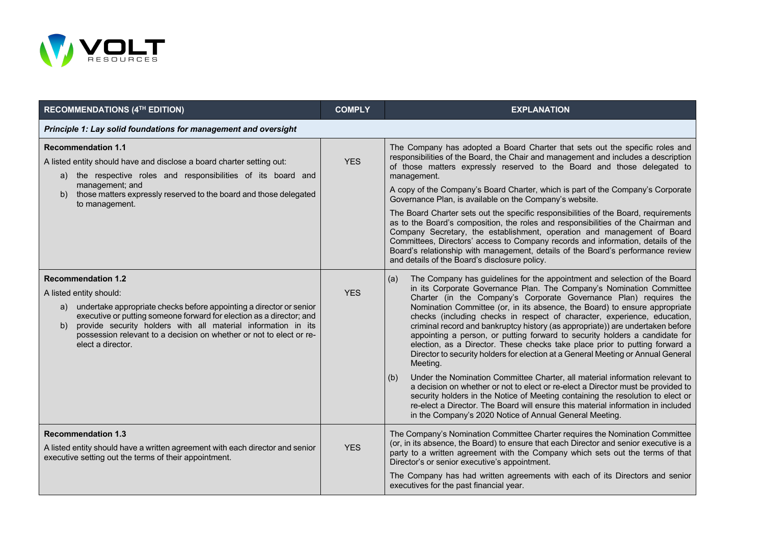| RECOMMENDATIONS (4TH EDITION) | COMPLY | EXPLANATION |
|---|---|---|
| ***Principle 1: Lay solid foundations for management and oversight*** | | |
| **Recommendation 1.1**<br>A listed entity should have and disclose a board charter setting out:<br>a) the respective roles and responsibilities of its board and management; and<br>b) those matters expressly reserved to the board and those delegated to management. | YES | The Company has adopted a Board Charter that sets out the specific roles and responsibilities of the Board, the Chair and management and includes a description of those matters expressly reserved to the Board and those delegated to management.<br>A copy of the Company's Board Charter, which is part of the Company's Corporate Governance Plan, is available on the Company's website.<br>The Board Charter sets out the specific responsibilities of the Board, requirements as to the Board's composition, the roles and responsibilities of the Chairman and Company Secretary, the establishment, operation and management of Board Committees, Directors' access to Company records and information, details of the Board's relationship with management, details of the Board's performance review and details of the Board's disclosure policy. |
| **Recommendation 1.2**<br>A listed entity should:<br>a) undertake appropriate checks before appointing a director or senior executive or putting someone forward for election as a director; and<br>b) provide security holders with all material information in its possession relevant to a decision on whether or not to elect or re-elect a director. | YES | (a) The Company has guidelines for the appointment and selection of the Board in its Corporate Governance Plan. The Company's Nomination Committee Charter (in the Company's Corporate Governance Plan) requires the Nomination Committee (or, in its absence, the Board) to ensure appropriate checks (including checks in respect of character, experience, education, criminal record and bankruptcy history (as appropriate)) are undertaken before appointing a person, or putting forward to security holders a candidate for election, as a Director. These checks take place prior to putting forward a Director to security holders for election at a General Meeting or Annual General Meeting.<br>(b) Under the Nomination Committee Charter, all material information relevant to a decision on whether or not to elect or re-elect a Director must be provided to security holders in the Notice of Meeting containing the resolution to elect or re-elect a Director. The Board will ensure this material information in included in the Company's 2020 Notice of Annual General Meeting. |
| **Recommendation 1.3**<br>A listed entity should have a written agreement with each director and senior executive setting out the terms of their appointment. | YES | The Company's Nomination Committee Charter requires the Nomination Committee (or, in its absence, the Board) to ensure that each Director and senior executive is a party to a written agreement with the Company which sets out the terms of that Director's or senior executive's appointment.<br>The Company has had written agreements with each of its Directors and senior executives for the past financial year. |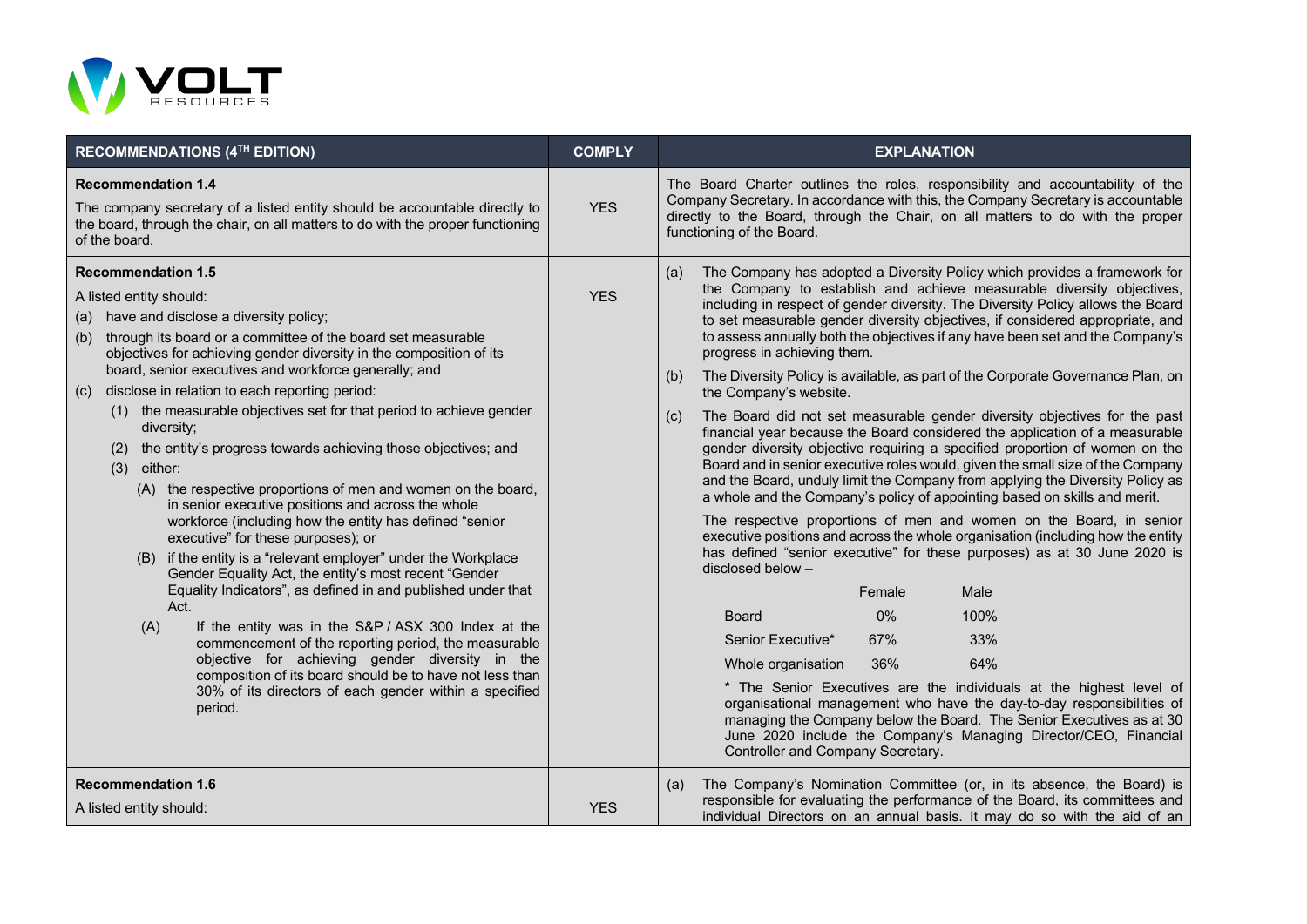| RECOMMENDATIONS (4TH EDITION) | COMPLY | EXPLANATION |
|---|---|---|
| **Recommendation 1.4**<br>The company secretary of a listed entity should be accountable directly to the board, through the chair, on all matters to do with the proper functioning of the board. | YES | The Board Charter outlines the roles, responsibility and accountability of the Company Secretary. In accordance with this, the Company Secretary is accountable directly to the Board, through the Chair, on all matters to do with the proper functioning of the Board. |
| **Recommendation 1.5**<br>A listed entity should:<br>(a) have and disclose a diversity policy;<br>(b) through its board or a committee of the board set measurable objectives for achieving gender diversity in the composition of its board, senior executives and workforce generally; and<br>(c) disclose in relation to each reporting period:<br>(1) the measurable objectives set for that period to achieve gender diversity;<br>(2) the entity's progress towards achieving those objectives; and<br>(3) either:<br>(A) the respective proportions of men and women on the board, in senior executive positions and across the whole workforce (including how the entity has defined "senior executive" for these purposes); or<br>(B) if the entity is a "relevant employer" under the Workplace Gender Equality Act, the entity's most recent "Gender Equality Indicators", as defined in and published under that Act.<br>(A) If the entity was in the S&P / ASX 300 Index at the commencement of the reporting period, the measurable objective for achieving gender diversity in the composition of its board should be to have not less than 30% of its directors of each gender within a specified period. | YES | (a) The Company has adopted a Diversity Policy which provides a framework for the Company to establish and achieve measurable diversity objectives, including in respect of gender diversity. The Diversity Policy allows the Board to set measurable gender diversity objectives, if considered appropriate, and to assess annually both the objectives if any have been set and the Company's progress in achieving them.<br>(b) The Diversity Policy is available, as part of the Corporate Governance Plan, on the Company's website.<br>(c) The Board did not set measurable gender diversity objectives for the past financial year because the Board considered the application of a measurable gender diversity objective requiring a specified proportion of women on the Board and in senior executive roles would, given the small size of the Company and the Board, unduly limit the Company from applying the Diversity Policy as a whole and the Company's policy of appointing based on skills and merit.<br>The respective proportions of men and women on the Board, in senior executive positions and across the whole organisation (including how the entity has defined "senior executive" for these purposes) as at 30 June 2020 is disclosed below –<br><br>(Female / Male)<br>Board: 0% / 100%<br>Senior Executive*: 67% / 33%<br>Whole organisation: 36% / 64%<br><br>* The Senior Executives are the individuals at the highest level of organisational management who have the day-to-day responsibilities of managing the Company below the Board. The Senior Executives as at 30 June 2020 include the Company's Managing Director/CEO, Financial Controller and Company Secretary. |
| **Recommendation 1.6**<br>A listed entity should: | YES | (a) The Company's Nomination Committee (or, in its absence, the Board) is responsible for evaluating the performance of the Board, its committees and individual Directors on an annual basis. It may do so with the aid of an |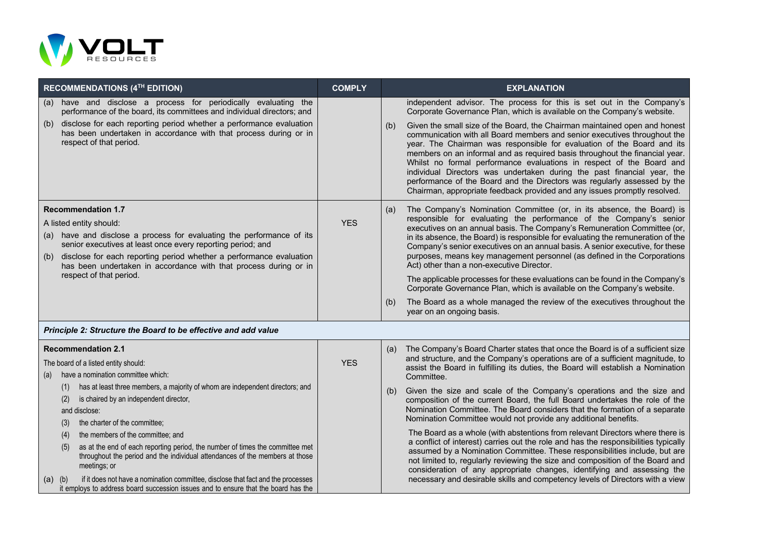| RECOMMENDATIONS (4TH EDITION) | COMPLY | EXPLANATION |
|---|---|---|
| (a) have and disclose a process for periodically evaluating the performance of the board, its committees and individual directors; and<br>(b) disclose for each reporting period whether a performance evaluation has been undertaken in accordance with that process during or in respect of that period. | | independent advisor. The process for this is set out in the Company's Corporate Governance Plan, which is available on the Company's website.<br>(b) Given the small size of the Board, the Chairman maintained open and honest communication with all Board members and senior executives throughout the year. The Chairman was responsible for evaluation of the Board and its members on an informal and as required basis throughout the financial year. Whilst no formal performance evaluations in respect of the Board and individual Directors was undertaken during the past financial year, the performance of the Board and the Directors was regularly assessed by the Chairman, appropriate feedback provided and any issues promptly resolved. |
| **Recommendation 1.7**<br>A listed entity should:<br>(a) have and disclose a process for evaluating the performance of its senior executives at least once every reporting period; and<br>(b) disclose for each reporting period whether a performance evaluation has been undertaken in accordance with that process during or in respect of that period. | YES | (a) The Company's Nomination Committee (or, in its absence, the Board) is responsible for evaluating the performance of the Company's senior executives on an annual basis. The Company's Remuneration Committee (or, in its absence, the Board) is responsible for evaluating the remuneration of the Company's senior executives on an annual basis. A senior executive, for these purposes, means key management personnel (as defined in the Corporations Act) other than a non-executive Director.<br>The applicable processes for these evaluations can be found in the Company's Corporate Governance Plan, which is available on the Company's website.<br>(b) The Board as a whole managed the review of the executives throughout the year on an ongoing basis. |
| ***Principle 2: Structure the Board to be effective and add value*** | | |
| **Recommendation 2.1**<br>The board of a listed entity should:<br>(a) have a nomination committee which:<br>(1) has at least three members, a majority of whom are independent directors; and<br>(2) is chaired by an independent director,<br>and disclose:<br>(3) the charter of the committee;<br>(4) the members of the committee; and<br>(5) as at the end of each reporting period, the number of times the committee met throughout the period and the individual attendances of the members at those meetings; or<br>(a) (b) if it does not have a nomination committee, disclose that fact and the processes it employs to address board succession issues and to ensure that the board has the | YES | (a) The Company's Board Charter states that once the Board is of a sufficient size and structure, and the Company's operations are of a sufficient magnitude, to assist the Board in fulfilling its duties, the Board will establish a Nomination Committee.<br>(b) Given the size and scale of the Company's operations and the size and composition of the current Board, the full Board undertakes the role of the Nomination Committee. The Board considers that the formation of a separate Nomination Committee would not provide any additional benefits.<br>The Board as a whole (with abstentions from relevant Directors where there is a conflict of interest) carries out the role and has the responsibilities typically assumed by a Nomination Committee. These responsibilities include, but are not limited to, regularly reviewing the size and composition of the Board and consideration of any appropriate changes, identifying and assessing the necessary and desirable skills and competency levels of Directors with a view |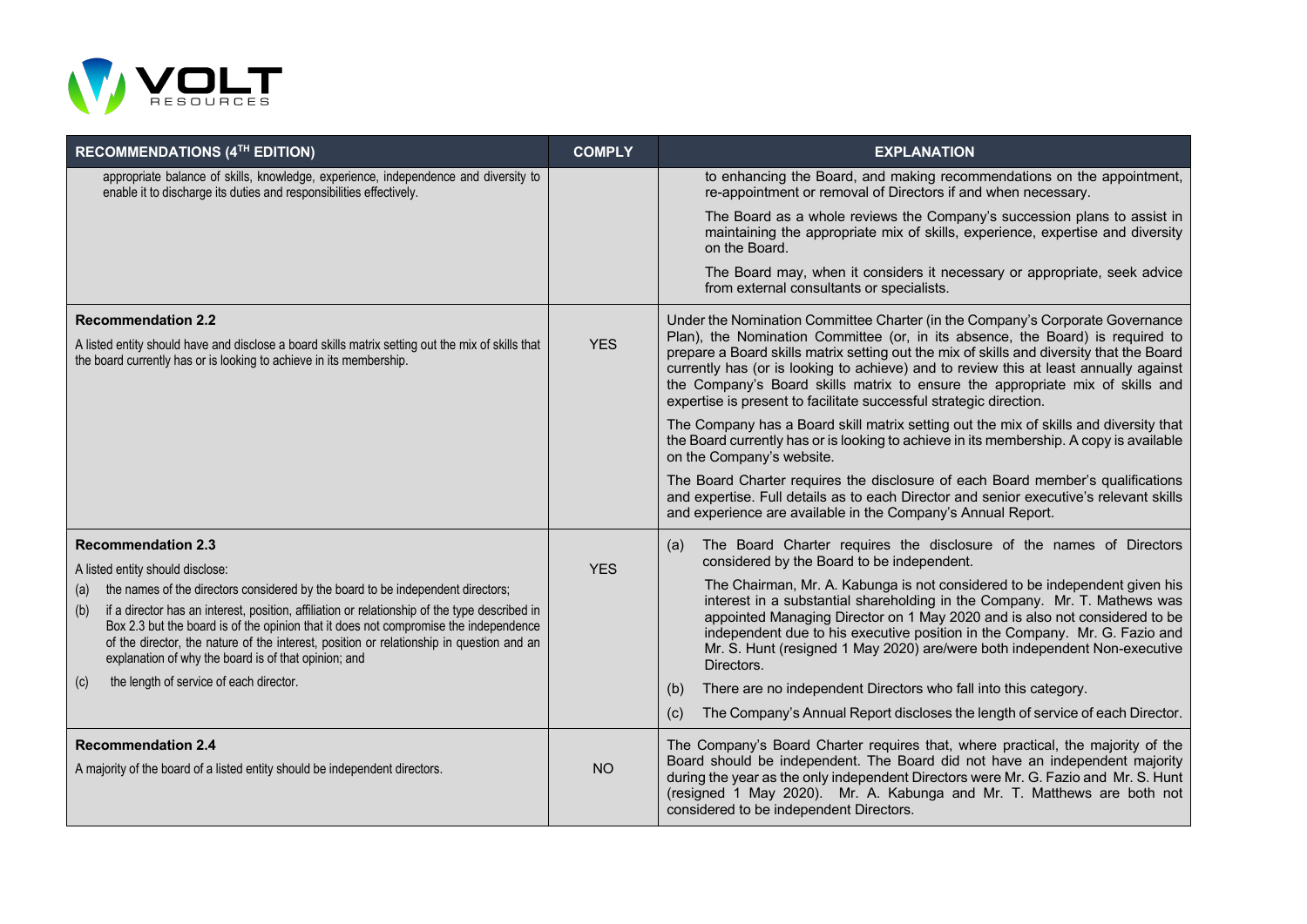| RECOMMENDATIONS (4TH EDITION) | COMPLY | EXPLANATION |
| --- | --- | --- |
| appropriate balance of skills, knowledge, experience, independence and diversity to enable it to discharge its duties and responsibilities effectively. | | to enhancing the Board, and making recommendations on the appointment, re-appointment or removal of Directors if and when necessary.<br><br>The Board as a whole reviews the Company's succession plans to assist in maintaining the appropriate mix of skills, experience, expertise and diversity on the Board.<br><br>The Board may, when it considers it necessary or appropriate, seek advice from external consultants or specialists. |
| **Recommendation 2.2**<br><br>A listed entity should have and disclose a board skills matrix setting out the mix of skills that the board currently has or is looking to achieve in its membership. | YES | Under the Nomination Committee Charter (in the Company's Corporate Governance Plan), the Nomination Committee (or, in its absence, the Board) is required to prepare a Board skills matrix setting out the mix of skills and diversity that the Board currently has (or is looking to achieve) and to review this at least annually against the Company's Board skills matrix to ensure the appropriate mix of skills and expertise is present to facilitate successful strategic direction.<br><br>The Company has a Board skill matrix setting out the mix of skills and diversity that the Board currently has or is looking to achieve in its membership. A copy is available on the Company's website.<br><br>The Board Charter requires the disclosure of each Board member's qualifications and expertise. Full details as to each Director and senior executive's relevant skills and experience are available in the Company's Annual Report. |
| **Recommendation 2.3**<br><br>A listed entity should disclose:<br>(a) the names of the directors considered by the board to be independent directors;<br>(b) if a director has an interest, position, affiliation or relationship of the type described in Box 2.3 but the board is of the opinion that it does not compromise the independence of the director, the nature of the interest, position or relationship in question and an explanation of why the board is of that opinion; and<br>(c) the length of service of each director. | YES | (a) The Board Charter requires the disclosure of the names of Directors considered by the Board to be independent.<br><br>The Chairman, Mr. A. Kabunga is not considered to be independent given his interest in a substantial shareholding in the Company. Mr. T. Mathews was appointed Managing Director on 1 May 2020 and is also not considered to be independent due to his executive position in the Company. Mr. G. Fazio and Mr. S. Hunt (resigned 1 May 2020) are/were both independent Non-executive Directors.<br><br>(b) There are no independent Directors who fall into this category.<br><br>(c) The Company's Annual Report discloses the length of service of each Director. |
| **Recommendation 2.4**<br><br>A majority of the board of a listed entity should be independent directors. | NO | The Company's Board Charter requires that, where practical, the majority of the Board should be independent. The Board did not have an independent majority during the year as the only independent Directors were Mr. G. Fazio and Mr. S. Hunt (resigned 1 May 2020). Mr. A. Kabunga and Mr. T. Matthews are both not considered to be independent Directors. |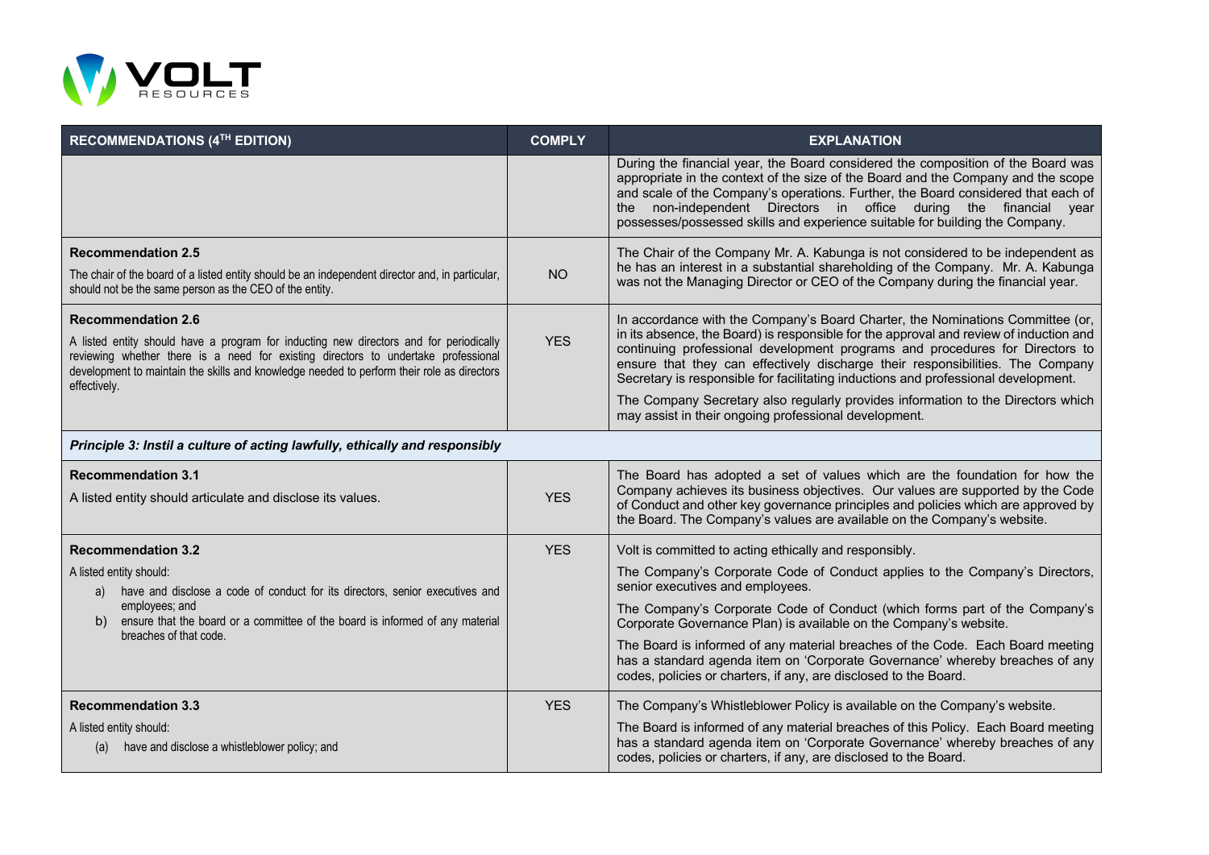| RECOMMENDATIONS (4TH EDITION) | COMPLY | EXPLANATION |
|---|---|---|
| | | During the financial year, the Board considered the composition of the Board was appropriate in the context of the size of the Board and the Company and the scope and scale of the Company's operations. Further, the Board considered that each of the non-independent Directors in office during the financial year possesses/possessed skills and experience suitable for building the Company. |
| **Recommendation 2.5**<br>The chair of the board of a listed entity should be an independent director and, in particular, should not be the same person as the CEO of the entity. | NO | The Chair of the Company Mr. A. Kabunga is not considered to be independent as he has an interest in a substantial shareholding of the Company. Mr. A. Kabunga was not the Managing Director or CEO of the Company during the financial year. |
| **Recommendation 2.6**<br>A listed entity should have a program for inducting new directors and for periodically reviewing whether there is a need for existing directors to undertake professional development to maintain the skills and knowledge needed to perform their role as directors effectively. | YES | In accordance with the Company's Board Charter, the Nominations Committee (or, in its absence, the Board) is responsible for the approval and review of induction and continuing professional development programs and procedures for Directors to ensure that they can effectively discharge their responsibilities. The Company Secretary is responsible for facilitating inductions and professional development.<br>The Company Secretary also regularly provides information to the Directors which may assist in their ongoing professional development. |
| ***Principle 3: Instil a culture of acting lawfully, ethically and responsibly*** | | |
| **Recommendation 3.1**<br>A listed entity should articulate and disclose its values. | YES | The Board has adopted a set of values which are the foundation for how the Company achieves its business objectives. Our values are supported by the Code of Conduct and other key governance principles and policies which are approved by the Board. The Company's values are available on the Company's website. |
| **Recommendation 3.2**<br>A listed entity should:<br>a) have and disclose a code of conduct for its directors, senior executives and employees; and<br>b) ensure that the board or a committee of the board is informed of any material breaches of that code. | YES | Volt is committed to acting ethically and responsibly.<br>The Company's Corporate Code of Conduct applies to the Company's Directors, senior executives and employees.<br>The Company's Corporate Code of Conduct (which forms part of the Company's Corporate Governance Plan) is available on the Company's website.<br>The Board is informed of any material breaches of the Code. Each Board meeting has a standard agenda item on 'Corporate Governance' whereby breaches of any codes, policies or charters, if any, are disclosed to the Board. |
| **Recommendation 3.3**<br>A listed entity should:<br>(a) have and disclose a whistleblower policy; and | YES | The Company's Whistleblower Policy is available on the Company's website.<br>The Board is informed of any material breaches of this Policy. Each Board meeting has a standard agenda item on 'Corporate Governance' whereby breaches of any codes, policies or charters, if any, are disclosed to the Board. |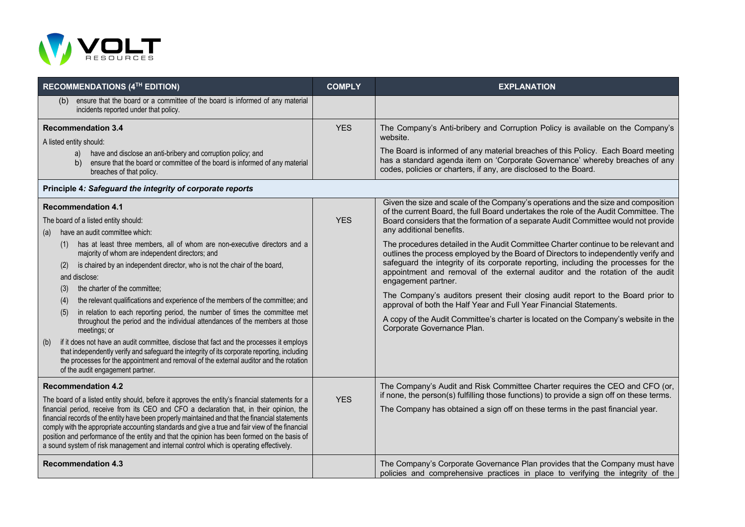| RECOMMENDATIONS (4TH EDITION) | COMPLY | EXPLANATION |
|---|---|---|
| (b) ensure that the board or a committee of the board is informed of any material incidents reported under that policy. | | |
| **Recommendation 3.4**<br>A listed entity should:<br>a) have and disclose an anti-bribery and corruption policy; and<br>b) ensure that the board or committee of the board is informed of any material breaches of that policy. | YES | The Company's Anti-bribery and Corruption Policy is available on the Company's website.<br>The Board is informed of any material breaches of this Policy. Each Board meeting has a standard agenda item on 'Corporate Governance' whereby breaches of any codes, policies or charters, if any, are disclosed to the Board. |
| **Principle 4: *Safeguard the integrity of corporate reports*** | | |
| **Recommendation 4.1**<br>The board of a listed entity should:<br>(a) have an audit committee which:<br>(1) has at least three members, all of whom are non-executive directors and a majority of whom are independent directors; and<br>(2) is chaired by an independent director, who is not the chair of the board,<br>and disclose:<br>(3) the charter of the committee;<br>(4) the relevant qualifications and experience of the members of the committee; and<br>(5) in relation to each reporting period, the number of times the committee met throughout the period and the individual attendances of the members at those meetings; or<br>(b) if it does not have an audit committee, disclose that fact and the processes it employs that independently verify and safeguard the integrity of its corporate reporting, including the processes for the appointment and removal of the external auditor and the rotation of the audit engagement partner. | YES | Given the size and scale of the Company's operations and the size and composition of the current Board, the full Board undertakes the role of the Audit Committee. The Board considers that the formation of a separate Audit Committee would not provide any additional benefits.<br>The procedures detailed in the Audit Committee Charter continue to be relevant and outlines the process employed by the Board of Directors to independently verify and safeguard the integrity of its corporate reporting, including the processes for the appointment and removal of the external auditor and the rotation of the audit engagement partner.<br>The Company's auditors present their closing audit report to the Board prior to approval of both the Half Year and Full Year Financial Statements.<br>A copy of the Audit Committee's charter is located on the Company's website in the Corporate Governance Plan. |
| **Recommendation 4.2**<br>The board of a listed entity should, before it approves the entity's financial statements for a financial period, receive from its CEO and CFO a declaration that, in their opinion, the financial records of the entity have been properly maintained and that the financial statements comply with the appropriate accounting standards and give a true and fair view of the financial position and performance of the entity and that the opinion has been formed on the basis of a sound system of risk management and internal control which is operating effectively. | YES | The Company's Audit and Risk Committee Charter requires the CEO and CFO (or, if none, the person(s) fulfilling those functions) to provide a sign off on these terms.<br>The Company has obtained a sign off on these terms in the past financial year. |
| **Recommendation 4.3** | | The Company's Corporate Governance Plan provides that the Company must have policies and comprehensive practices in place to verifying the integrity of the |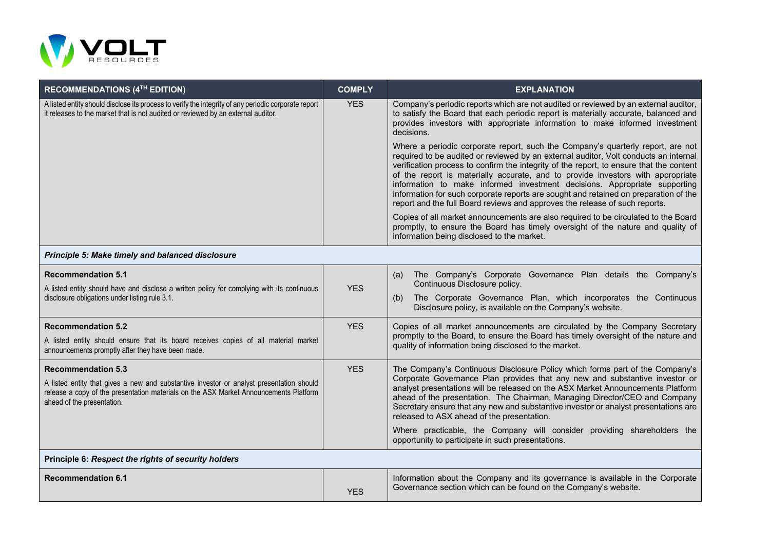| RECOMMENDATIONS (4TH EDITION) | COMPLY | EXPLANATION |
|---|---|---|
| A listed entity should disclose its process to verify the integrity of any periodic corporate report it releases to the market that is not audited or reviewed by an external auditor. | YES | Company's periodic reports which are not audited or reviewed by an external auditor, to satisfy the Board that each periodic report is materially accurate, balanced and provides investors with appropriate information to make informed investment decisions.<br><br>Where a periodic corporate report, such the Company's quarterly report, are not required to be audited or reviewed by an external auditor, Volt conducts an internal verification process to confirm the integrity of the report, to ensure that the content of the report is materially accurate, and to provide investors with appropriate information to make informed investment decisions. Appropriate supporting information for such corporate reports are sought and retained on preparation of the report and the full Board reviews and approves the release of such reports.<br><br>Copies of all market announcements are also required to be circulated to the Board promptly, to ensure the Board has timely oversight of the nature and quality of information being disclosed to the market. |
| ***Principle 5: Make timely and balanced disclosure*** | | |
| **Recommendation 5.1**<br>A listed entity should have and disclose a written policy for complying with its continuous disclosure obligations under listing rule 3.1. | YES | (a) The Company's Corporate Governance Plan details the Company's Continuous Disclosure policy.<br>(b) The Corporate Governance Plan, which incorporates the Continuous Disclosure policy, is available on the Company's website. |
| **Recommendation 5.2**<br>A listed entity should ensure that its board receives copies of all material market announcements promptly after they have been made. | YES | Copies of all market announcements are circulated by the Company Secretary promptly to the Board, to ensure the Board has timely oversight of the nature and quality of information being disclosed to the market. |
| **Recommendation 5.3**<br>A listed entity that gives a new and substantive investor or analyst presentation should release a copy of the presentation materials on the ASX Market Announcements Platform ahead of the presentation. | YES | The Company's Continuous Disclosure Policy which forms part of the Company's Corporate Governance Plan provides that any new and substantive investor or analyst presentations will be released on the ASX Market Announcements Platform ahead of the presentation. The Chairman, Managing Director/CEO and Company Secretary ensure that any new and substantive investor or analyst presentations are released to ASX ahead of the presentation.<br><br>Where practicable, the Company will consider providing shareholders the opportunity to participate in such presentations. |
| **Principle 6:** ***Respect the rights of security holders*** | | |
| **Recommendation 6.1** | YES | Information about the Company and its governance is available in the Corporate Governance section which can be found on the Company's website. |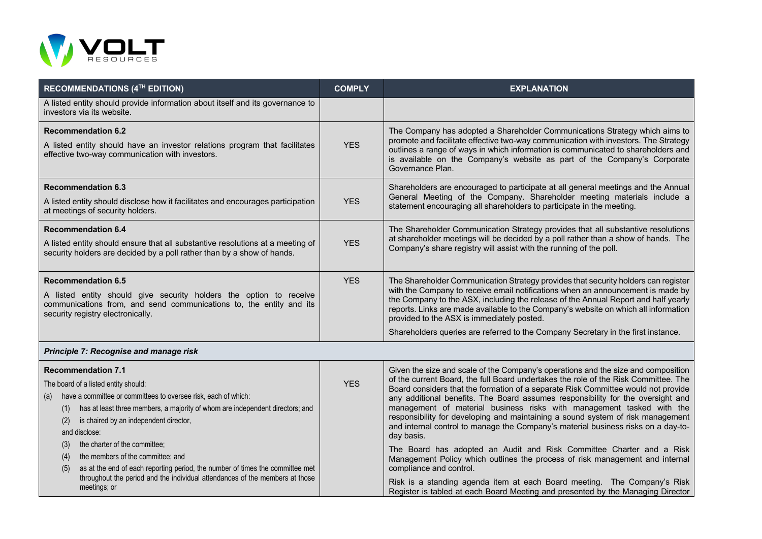| RECOMMENDATIONS (4TH EDITION) | COMPLY | EXPLANATION |
|---|---|---|
| A listed entity should provide information about itself and its governance to investors via its website. | | |
| **Recommendation 6.2**<br>A listed entity should have an investor relations program that facilitates effective two-way communication with investors. | YES | The Company has adopted a Shareholder Communications Strategy which aims to promote and facilitate effective two-way communication with investors. The Strategy outlines a range of ways in which information is communicated to shareholders and is available on the Company's website as part of the Company's Corporate Governance Plan. |
| **Recommendation 6.3**<br>A listed entity should disclose how it facilitates and encourages participation at meetings of security holders. | YES | Shareholders are encouraged to participate at all general meetings and the Annual General Meeting of the Company. Shareholder meeting materials include a statement encouraging all shareholders to participate in the meeting. |
| **Recommendation 6.4**<br>A listed entity should ensure that all substantive resolutions at a meeting of security holders are decided by a poll rather than by a show of hands. | YES | The Shareholder Communication Strategy provides that all substantive resolutions at shareholder meetings will be decided by a poll rather than a show of hands. The Company's share registry will assist with the running of the poll. |
| **Recommendation 6.5**<br>A listed entity should give security holders the option to receive communications from, and send communications to, the entity and its security registry electronically. | YES | The Shareholder Communication Strategy provides that security holders can register with the Company to receive email notifications when an announcement is made by the Company to the ASX, including the release of the Annual Report and half yearly reports. Links are made available to the Company's website on which all information provided to the ASX is immediately posted.<br>Shareholders queries are referred to the Company Secretary in the first instance. |
| ***Principle 7: Recognise and manage risk*** | | |
| **Recommendation 7.1**<br>The board of a listed entity should:<br>(a) have a committee or committees to oversee risk, each of which:<br>(1) has at least three members, a majority of whom are independent directors; and<br>(2) is chaired by an independent director,<br>and disclose:<br>(3) the charter of the committee;<br>(4) the members of the committee; and<br>(5) as at the end of each reporting period, the number of times the committee met throughout the period and the individual attendances of the members at those meetings; or | YES | Given the size and scale of the Company's operations and the size and composition of the current Board, the full Board undertakes the role of the Risk Committee. The Board considers that the formation of a separate Risk Committee would not provide any additional benefits. The Board assumes responsibility for the oversight and management of material business risks with management tasked with the responsibility for developing and maintaining a sound system of risk management and internal control to manage the Company's material business risks on a day-to-day basis.<br>The Board has adopted an Audit and Risk Committee Charter and a Risk Management Policy which outlines the process of risk management and internal compliance and control.<br>Risk is a standing agenda item at each Board meeting. The Company's Risk Register is tabled at each Board Meeting and presented by the Managing Director |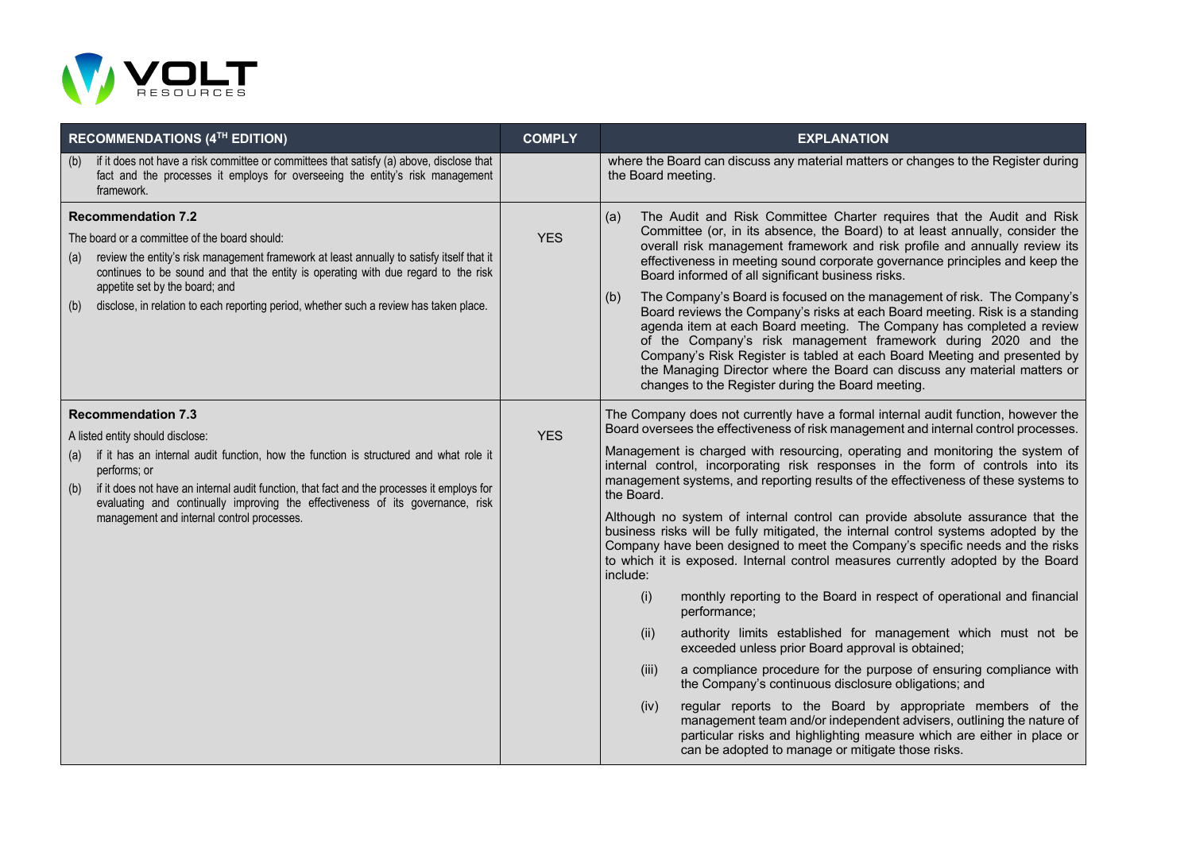| RECOMMENDATIONS (4TH EDITION) | COMPLY | EXPLANATION |
|---|---|---|
| (b) if it does not have a risk committee or committees that satisfy (a) above, disclose that fact and the processes it employs for overseeing the entity's risk management framework. | | where the Board can discuss any material matters or changes to the Register during the Board meeting. |
| **Recommendation 7.2**<br>The board or a committee of the board should:<br>(a) review the entity's risk management framework at least annually to satisfy itself that it continues to be sound and that the entity is operating with due regard to the risk appetite set by the board; and<br>(b) disclose, in relation to each reporting period, whether such a review has taken place. | YES | (a) The Audit and Risk Committee Charter requires that the Audit and Risk Committee (or, in its absence, the Board) to at least annually, consider the overall risk management framework and risk profile and annually review its effectiveness in meeting sound corporate governance principles and keep the Board informed of all significant business risks.<br>(b) The Company's Board is focused on the management of risk. The Company's Board reviews the Company's risks at each Board meeting. Risk is a standing agenda item at each Board meeting. The Company has completed a review of the Company's risk management framework during 2020 and the Company's Risk Register is tabled at each Board Meeting and presented by the Managing Director where the Board can discuss any material matters or changes to the Register during the Board meeting. |
| **Recommendation 7.3**<br>A listed entity should disclose:<br>(a) if it has an internal audit function, how the function is structured and what role it performs; or<br>(b) if it does not have an internal audit function, that fact and the processes it employs for evaluating and continually improving the effectiveness of its governance, risk management and internal control processes. | YES | The Company does not currently have a formal internal audit function, however the Board oversees the effectiveness of risk management and internal control processes.<br>Management is charged with resourcing, operating and monitoring the system of internal control, incorporating risk responses in the form of controls into its management systems, and reporting results of the effectiveness of these systems to the Board.<br>Although no system of internal control can provide absolute assurance that the business risks will be fully mitigated, the internal control systems adopted by the Company have been designed to meet the Company's specific needs and the risks to which it is exposed. Internal control measures currently adopted by the Board include:<br>(i) monthly reporting to the Board in respect of operational and financial performance;<br>(ii) authority limits established for management which must not be exceeded unless prior Board approval is obtained;<br>(iii) a compliance procedure for the purpose of ensuring compliance with the Company's continuous disclosure obligations; and<br>(iv) regular reports to the Board by appropriate members of the management team and/or independent advisers, outlining the nature of particular risks and highlighting measure which are either in place or can be adopted to manage or mitigate those risks. |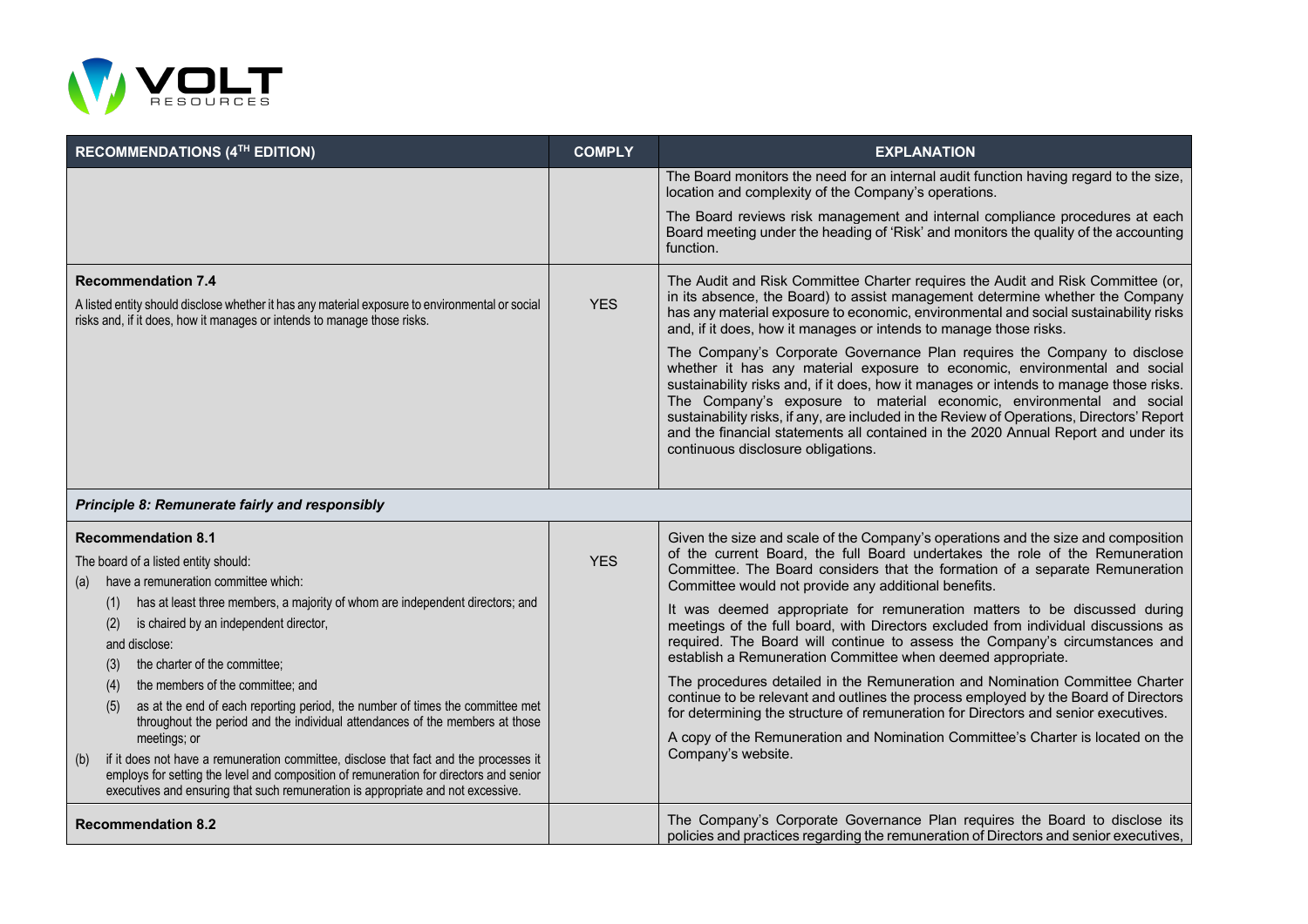| RECOMMENDATIONS (4TH EDITION) | COMPLY | EXPLANATION |
|---|---|---|
| | | The Board monitors the need for an internal audit function having regard to the size, location and complexity of the Company's operations.<br><br>The Board reviews risk management and internal compliance procedures at each Board meeting under the heading of 'Risk' and monitors the quality of the accounting function. |
| **Recommendation 7.4**<br>A listed entity should disclose whether it has any material exposure to environmental or social risks and, if it does, how it manages or intends to manage those risks. | YES | The Audit and Risk Committee Charter requires the Audit and Risk Committee (or, in its absence, the Board) to assist management determine whether the Company has any material exposure to economic, environmental and social sustainability risks and, if it does, how it manages or intends to manage those risks.<br><br>The Company's Corporate Governance Plan requires the Company to disclose whether it has any material exposure to economic, environmental and social sustainability risks and, if it does, how it manages or intends to manage those risks. The Company's exposure to material economic, environmental and social sustainability risks, if any, are included in the Review of Operations, Directors' Report and the financial statements all contained in the 2020 Annual Report and under its continuous disclosure obligations. |
| ***Principle 8: Remunerate fairly and responsibly*** | | |
| **Recommendation 8.1**<br>The board of a listed entity should:<br>(a) have a remuneration committee which:<br>(1) has at least three members, a majority of whom are independent directors; and<br>(2) is chaired by an independent director,<br>and disclose:<br>(3) the charter of the committee;<br>(4) the members of the committee; and<br>(5) as at the end of each reporting period, the number of times the committee met throughout the period and the individual attendances of the members at those meetings; or<br>(b) if it does not have a remuneration committee, disclose that fact and the processes it employs for setting the level and composition of remuneration for directors and senior executives and ensuring that such remuneration is appropriate and not excessive. | YES | Given the size and scale of the Company's operations and the size and composition of the current Board, the full Board undertakes the role of the Remuneration Committee. The Board considers that the formation of a separate Remuneration Committee would not provide any additional benefits.<br><br>It was deemed appropriate for remuneration matters to be discussed during meetings of the full board, with Directors excluded from individual discussions as required. The Board will continue to assess the Company's circumstances and establish a Remuneration Committee when deemed appropriate.<br><br>The procedures detailed in the Remuneration and Nomination Committee Charter continue to be relevant and outlines the process employed by the Board of Directors for determining the structure of remuneration for Directors and senior executives.<br><br>A copy of the Remuneration and Nomination Committee's Charter is located on the Company's website. |
| **Recommendation 8.2** | | The Company's Corporate Governance Plan requires the Board to disclose its policies and practices regarding the remuneration of Directors and senior executives, |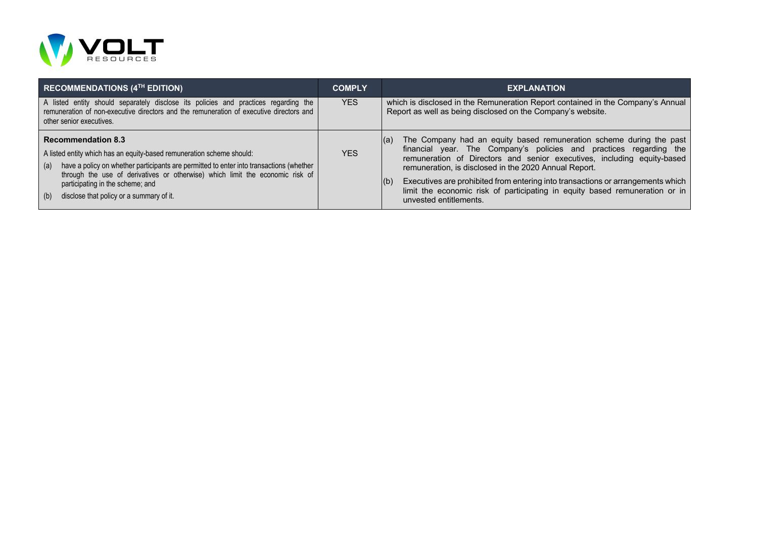| RECOMMENDATIONS (4TH EDITION) | COMPLY | EXPLANATION |
|---|---|---|
| A listed entity should separately disclose its policies and practices regarding the remuneration of non-executive directors and the remuneration of executive directors and other senior executives. | YES | which is disclosed in the Remuneration Report contained in the Company's Annual Report as well as being disclosed on the Company's website. |
| **Recommendation 8.3**<br>A listed entity which has an equity-based remuneration scheme should:<br>(a) have a policy on whether participants are permitted to enter into transactions (whether through the use of derivatives or otherwise) which limit the economic risk of participating in the scheme; and<br>(b) disclose that policy or a summary of it. | YES | (a) The Company had an equity based remuneration scheme during the past financial year. The Company's policies and practices regarding the remuneration of Directors and senior executives, including equity-based remuneration, is disclosed in the 2020 Annual Report.<br>(b) Executives are prohibited from entering into transactions or arrangements which limit the economic risk of participating in equity based remuneration or in unvested entitlements. |